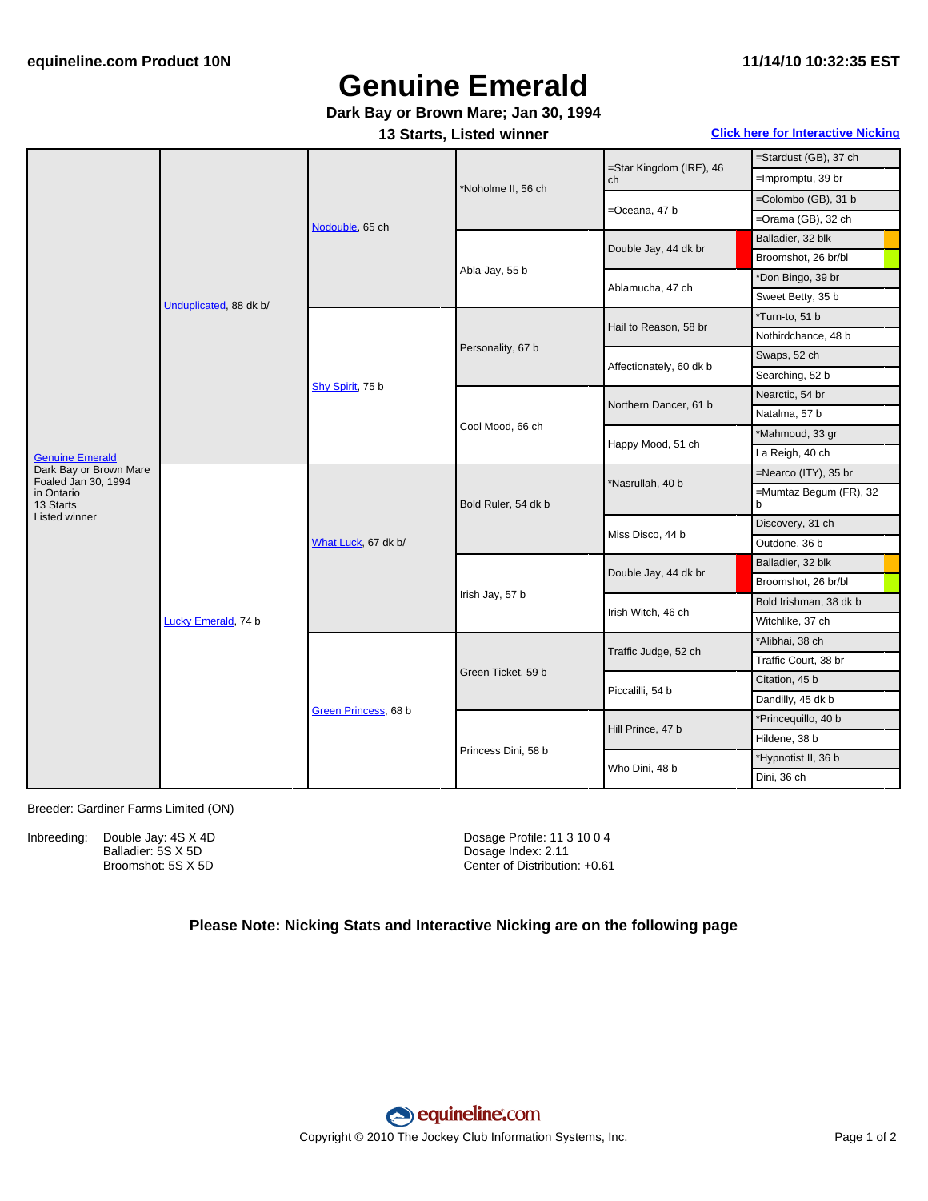equineline.com Product 10N

11/14/10 10:32:35 EST

# Genuine Emerald

**Dark Bay or Brown Mare; Jan 30, 1994**

**13 Starts, Listed winner**

**Click here for Interactive Nicking**

| Horse | Parents | Grandparents | Great-Grandparents | 4th Generation | 5th Generation |
|---|---|---|---|---|---|
| Genuine Emerald<br>Dark Bay or Brown Mare<br>Foaled Jan 30, 1994<br>in Ontario<br>13 Starts<br>Listed winner | Unduplicated, 88 dk b/ | Nodouble, 65 ch | *Noholme II, 56 ch | =Star Kingdom (IRE), 46 ch | =Stardust (GB), 37 ch |
| | | | | | =Impromptu, 39 br |
| | | | | =Oceana, 47 b | =Colombo (GB), 31 b |
| | | | | | =Orama (GB), 32 ch |
| | | | Abla-Jay, 55 b | Double Jay, 44 dk br | Balladier, 32 blk |
| | | | | | Broomshot, 26 br/bl |
| | | | | Ablamucha, 47 ch | *Don Bingo, 39 br |
| | | | | | Sweet Betty, 35 b |
| | | Shy Spirit, 75 b | Personality, 67 b | Hail to Reason, 58 br | *Turn-to, 51 b |
| | | | | | Nothirdchance, 48 b |
| | | | | Affectionately, 60 dk b | Swaps, 52 ch |
| | | | | | Searching, 52 b |
| | | | Cool Mood, 66 ch | Northern Dancer, 61 b | Nearctic, 54 br |
| | | | | | Natalma, 57 b |
| | | | | Happy Mood, 51 ch | *Mahmoud, 33 gr |
| | | | | | La Reigh, 40 ch |
| | Lucky Emerald, 74 b | What Luck, 67 dk b/ | Bold Ruler, 54 dk b | *Nasrullah, 40 b | =Nearco (ITY), 35 br |
| | | | | | =Mumtaz Begum (FR), 32 b |
| | | | | Miss Disco, 44 b | Discovery, 31 ch |
| | | | | | Outdone, 36 b |
| | | | Irish Jay, 57 b | Double Jay, 44 dk br | Balladier, 32 blk |
| | | | | | Broomshot, 26 br/bl |
| | | | | Irish Witch, 46 ch | Bold Irishman, 38 dk b |
| | | | | | Witchlike, 37 ch |
| | | Green Princess, 68 b | Green Ticket, 59 b | Traffic Judge, 52 ch | *Alibhai, 38 ch |
| | | | | | Traffic Court, 38 br |
| | | | | Piccalilli, 54 b | Citation, 45 b |
| | | | | | Dandilly, 45 dk b |
| | | | Princess Dini, 58 b | Hill Prince, 47 b | *Princequillo, 40 b |
| | | | | | Hildene, 38 b |
| | | | | Who Dini, 48 b | *Hypnotist II, 36 b |
| | | | | | Dini, 36 ch |

Breeder: Gardiner Farms Limited (ON)

Inbreeding:
- Double Jay: 4S X 4D
- Balladier: 5S X 5D
- Broomshot: 5S X 5D

Dosage Profile: 11 3 10 0 4
Dosage Index: 2.11
Center of Distribution: +0.61

**Please Note: Nicking Stats and Interactive Nicking are on the following page**

Copyright © 2010 The Jockey Club Information Systems, Inc.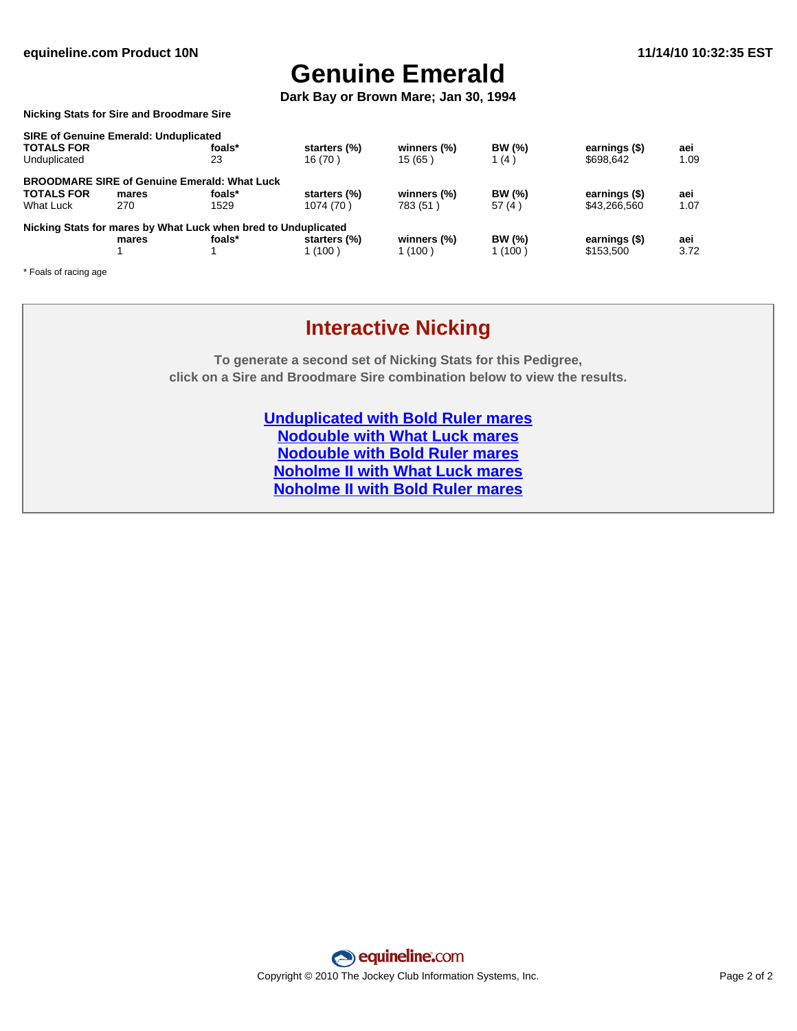# Genuine Emerald

**Dark Bay or Brown Mare; Jan 30, 1994**

**Nicking Stats for Sire and Broodmare Sire**

**SIRE of Genuine Emerald: Unduplicated**

| TOTALS FOR | | foals* | starters (%) | winners (%) | BW (%) | earnings ($) | aei |
|---|---|---|---|---|---|---|---|
| Unduplicated | | 23 | 16 (70 ) | 15 (65 ) | 1 (4 ) | $698,642 | 1.09 |

**BROODMARE SIRE of Genuine Emerald: What Luck**

| TOTALS FOR | mares | foals* | starters (%) | winners (%) | BW (%) | earnings ($) | aei |
|---|---|---|---|---|---|---|---|
| What Luck | 270 | 1529 | 1074 (70 ) | 783 (51 ) | 57 (4 ) | $43,266,560 | 1.07 |

**Nicking Stats for mares by What Luck when bred to Unduplicated**

| | mares | foals* | starters (%) | winners (%) | BW (%) | earnings ($) | aei |
|---|---|---|---|---|---|---|---|
| | 1 | 1 | 1 (100 ) | 1 (100 ) | 1 (100 ) | $153,500 | 3.72 |

* Foals of racing age

## Interactive Nicking

**To generate a second set of Nicking Stats for this Pedigree, click on a Sire and Broodmare Sire combination below to view the results.**

**Unduplicated with Bold Ruler mares**
**Nodouble with What Luck mares**
**Nodouble with Bold Ruler mares**
**Noholme II with What Luck mares**
**Noholme II with Bold Ruler mares**

Copyright © 2010 The Jockey Club Information Systems, Inc.